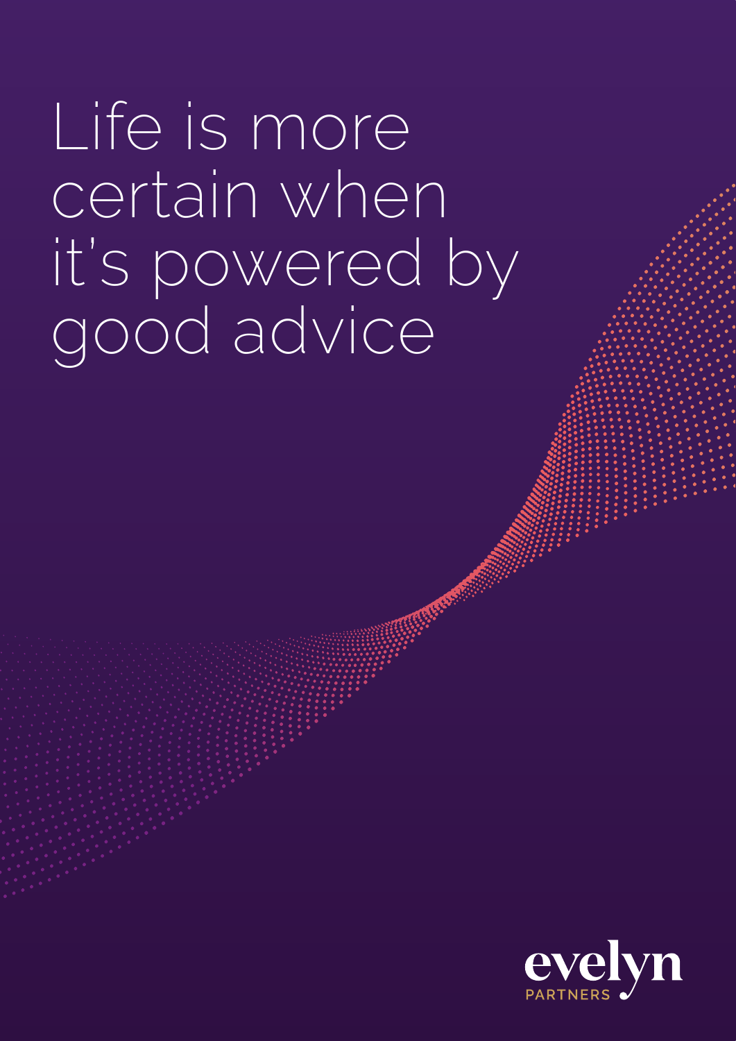# Life is more certain when it's powered by good advice

evelyn
PARTNERS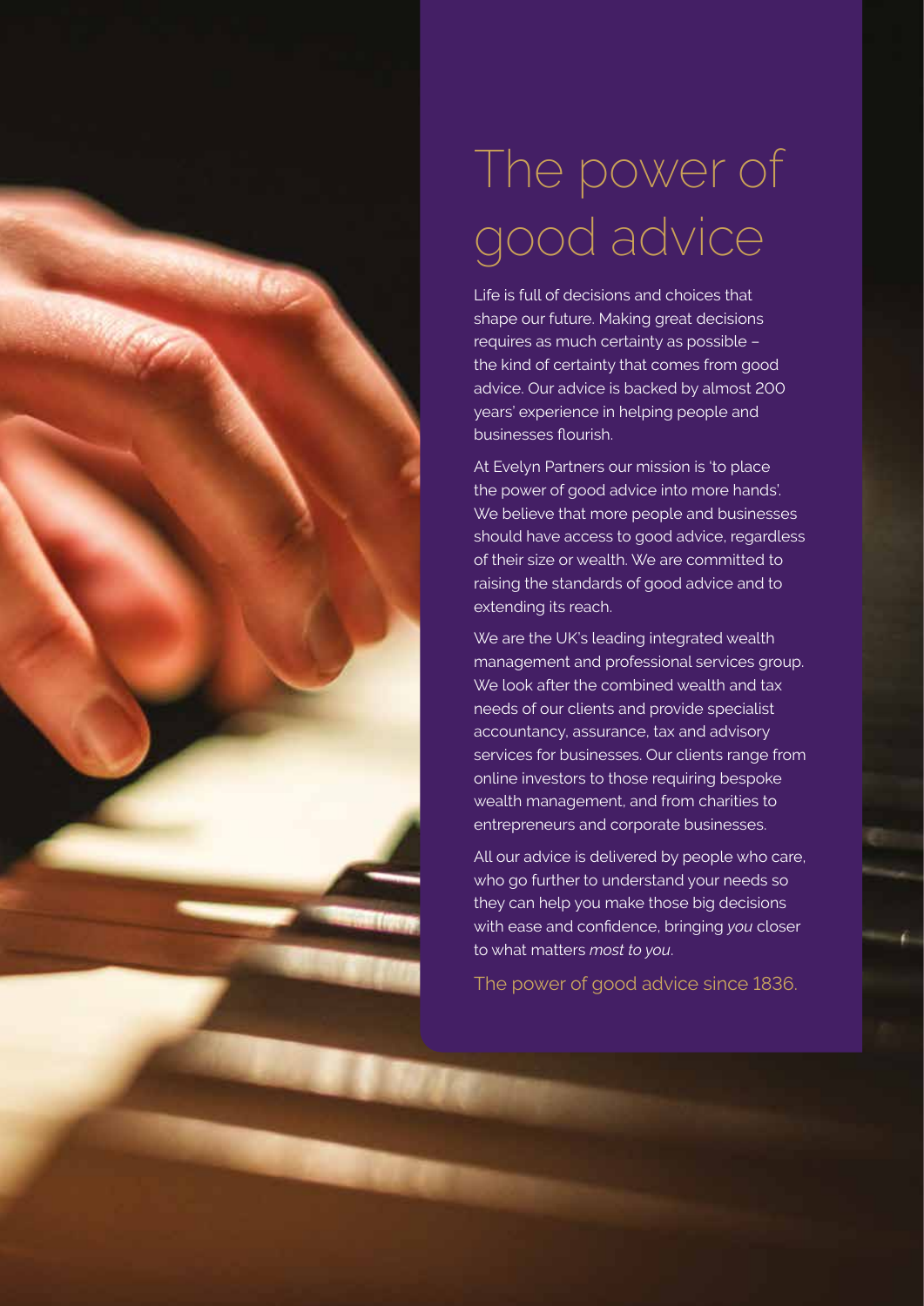# The power of good advice

Life is full of decisions and choices that shape our future. Making great decisions requires as much certainty as possible – the kind of certainty that comes from good advice. Our advice is backed by almost 200 years' experience in helping people and businesses flourish.

At Evelyn Partners our mission is 'to place the power of good advice into more hands'. We believe that more people and businesses should have access to good advice, regardless of their size or wealth. We are committed to raising the standards of good advice and to extending its reach.

We are the UK's leading integrated wealth management and professional services group. We look after the combined wealth and tax needs of our clients and provide specialist accountancy, assurance, tax and advisory services for businesses. Our clients range from online investors to those requiring bespoke wealth management, and from charities to entrepreneurs and corporate businesses.

All our advice is delivered by people who care, who go further to understand your needs so they can help you make those big decisions with ease and confidence, bringing *you* closer to what matters *most to you*.

The power of good advice since 1836.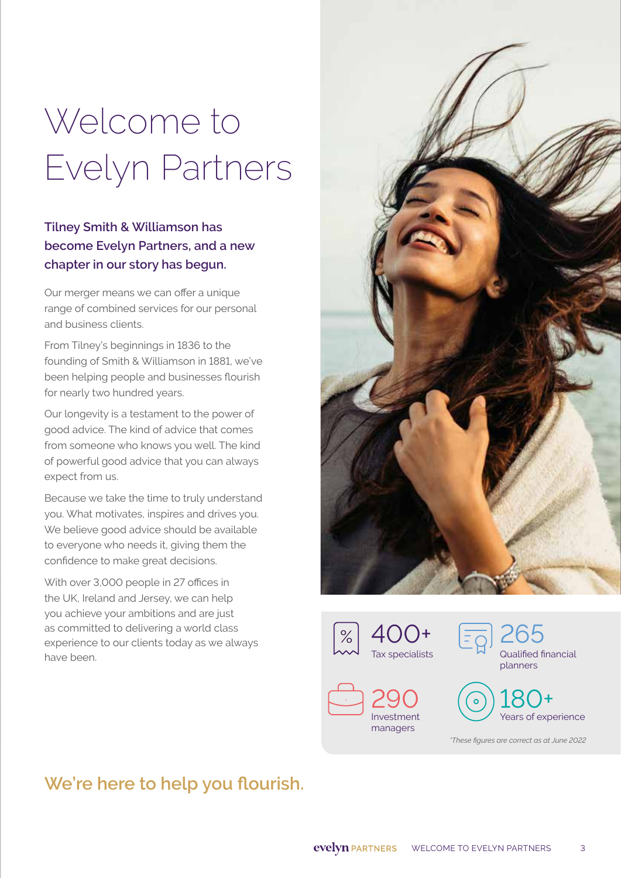# Welcome to Evelyn Partners

**Tilney Smith & Williamson has become Evelyn Partners, and a new chapter in our story has begun.**

Our merger means we can offer a unique range of combined services for our personal and business clients.

From Tilney's beginnings in 1836 to the founding of Smith & Williamson in 1881, we've been helping people and businesses flourish for nearly two hundred years.

Our longevity is a testament to the power of good advice. The kind of advice that comes from someone who knows you well. The kind of powerful good advice that you can always expect from us.

Because we take the time to truly understand you. What motivates, inspires and drives you. We believe good advice should be available to everyone who needs it, giving them the confidence to make great decisions.

With over 3,000 people in 27 offices in the UK, Ireland and Jersey, we can help you achieve your ambitions and are just as committed to delivering a world class experience to our clients today as we always have been.

**400+** Tax specialists

**265** Qualified financial planners

**290** Investment managers

**180+** Years of experience

*These figures are correct as at June 2022*

## We're here to help you flourish.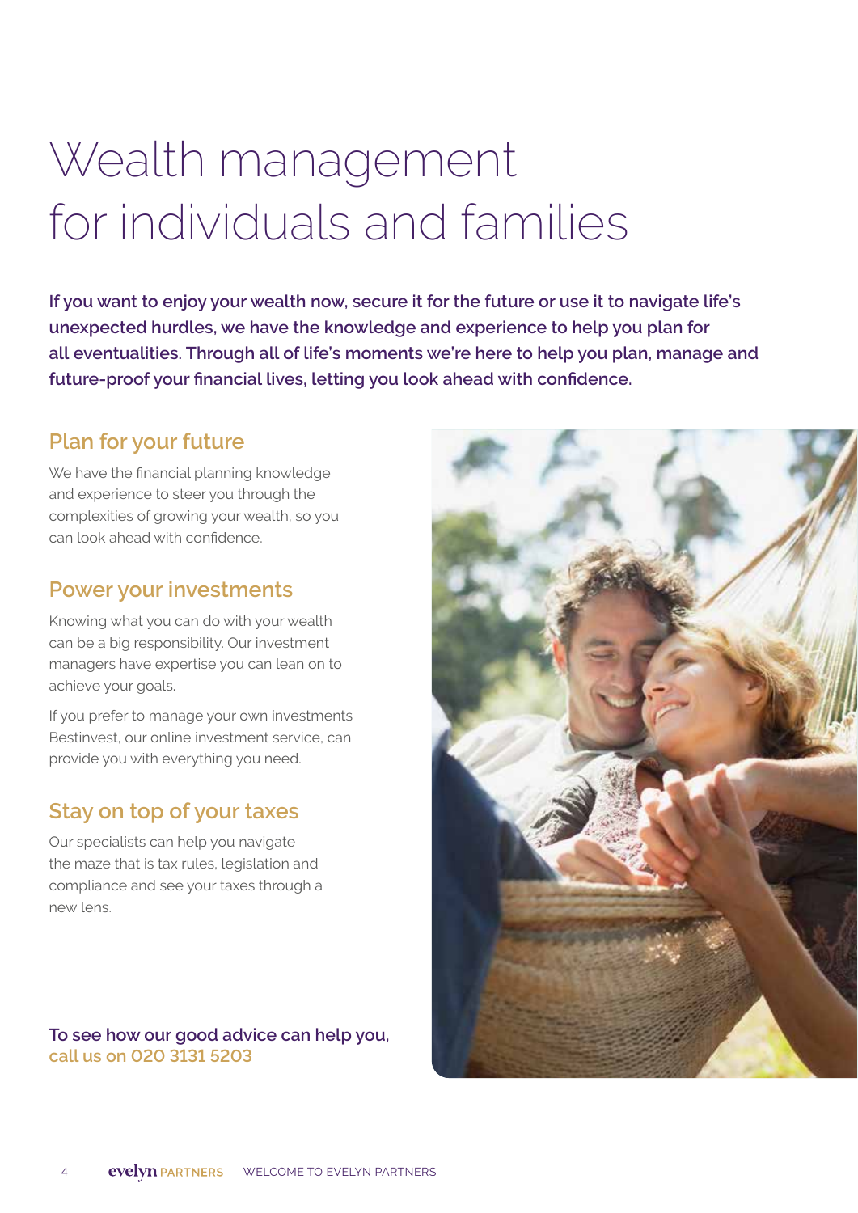# Wealth management for individuals and families

**If you want to enjoy your wealth now, secure it for the future or use it to navigate life's unexpected hurdles, we have the knowledge and experience to help you plan for all eventualities. Through all of life's moments we're here to help you plan, manage and future-proof your financial lives, letting you look ahead with confidence.**

## Plan for your future

We have the financial planning knowledge and experience to steer you through the complexities of growing your wealth, so you can look ahead with confidence.

## Power your investments

Knowing what you can do with your wealth can be a big responsibility. Our investment managers have expertise you can lean on to achieve your goals.

If you prefer to manage your own investments Bestinvest, our online investment service, can provide you with everything you need.

## Stay on top of your taxes

Our specialists can help you navigate the maze that is tax rules, legislation and compliance and see your taxes through a new lens.

**To see how our good advice can help you, call us on 020 3131 5203**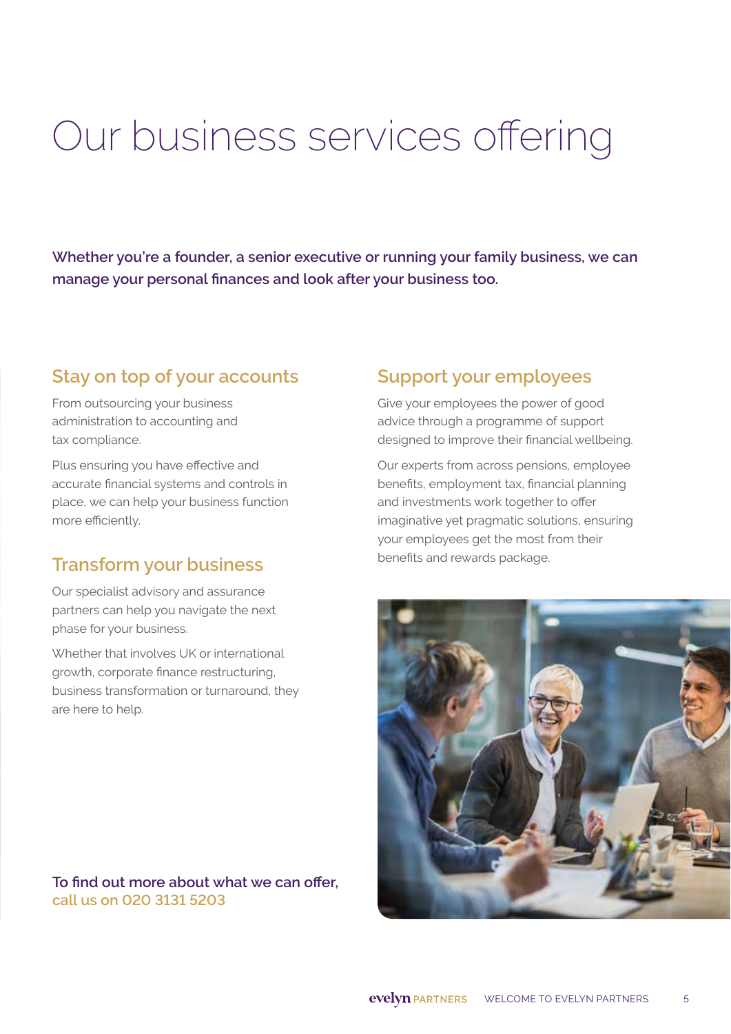# Our business services offering

**Whether you're a founder, a senior executive or running your family business, we can manage your personal finances and look after your business too.**

## Stay on top of your accounts

From outsourcing your business administration to accounting and tax compliance.

Plus ensuring you have effective and accurate financial systems and controls in place, we can help your business function more efficiently.

## Transform your business

Our specialist advisory and assurance partners can help you navigate the next phase for your business.

Whether that involves UK or international growth, corporate finance restructuring, business transformation or turnaround, they are here to help.

## Support your employees

Give your employees the power of good advice through a programme of support designed to improve their financial wellbeing.

Our experts from across pensions, employee benefits, employment tax, financial planning and investments work together to offer imaginative yet pragmatic solutions, ensuring your employees get the most from their benefits and rewards package.

**To find out more about what we can offer, call us on 020 3131 5203**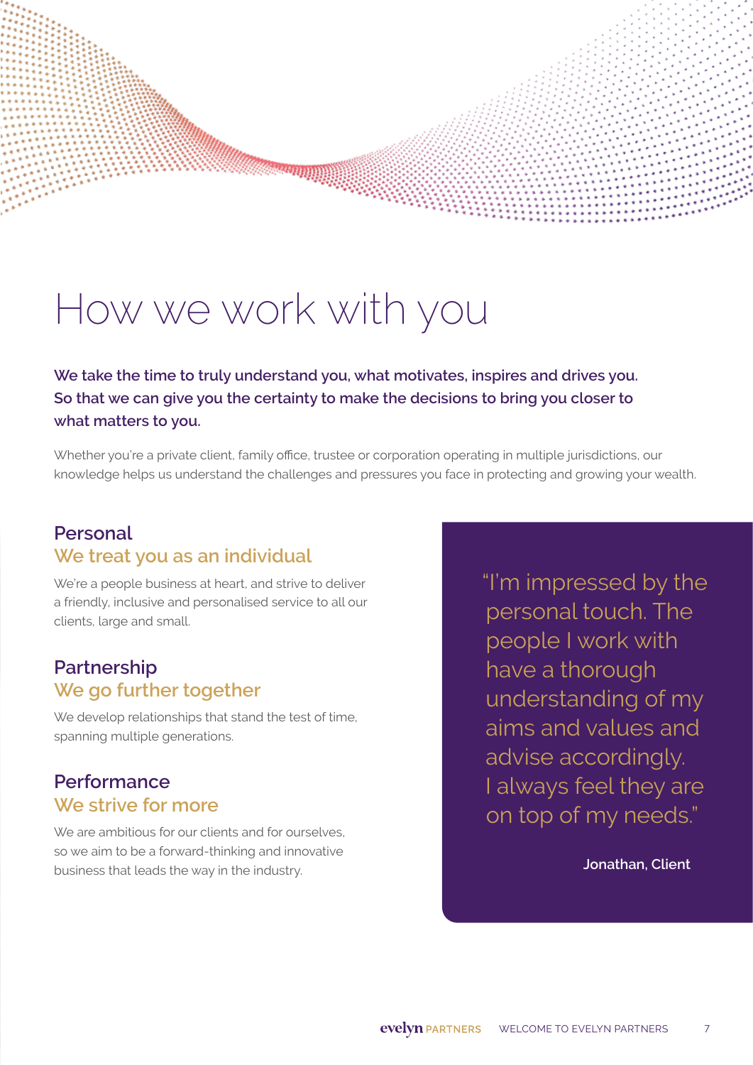# How we work with you

**We take the time to truly understand you, what motivates, inspires and drives you. So that we can give you the certainty to make the decisions to bring you closer to what matters to you.**

Whether you're a private client, family office, trustee or corporation operating in multiple jurisdictions, our knowledge helps us understand the challenges and pressures you face in protecting and growing your wealth.

## Personal
### We treat you as an individual

We're a people business at heart, and strive to deliver a friendly, inclusive and personalised service to all our clients, large and small.

## Partnership
### We go further together

We develop relationships that stand the test of time, spanning multiple generations.

## Performance
### We strive for more

We are ambitious for our clients and for ourselves, so we aim to be a forward-thinking and innovative business that leads the way in the industry.

> "I'm impressed by the personal touch. The people I work with have a thorough understanding of my aims and values and advise accordingly. I always feel they are on top of my needs."
>
> **Jonathan, Client**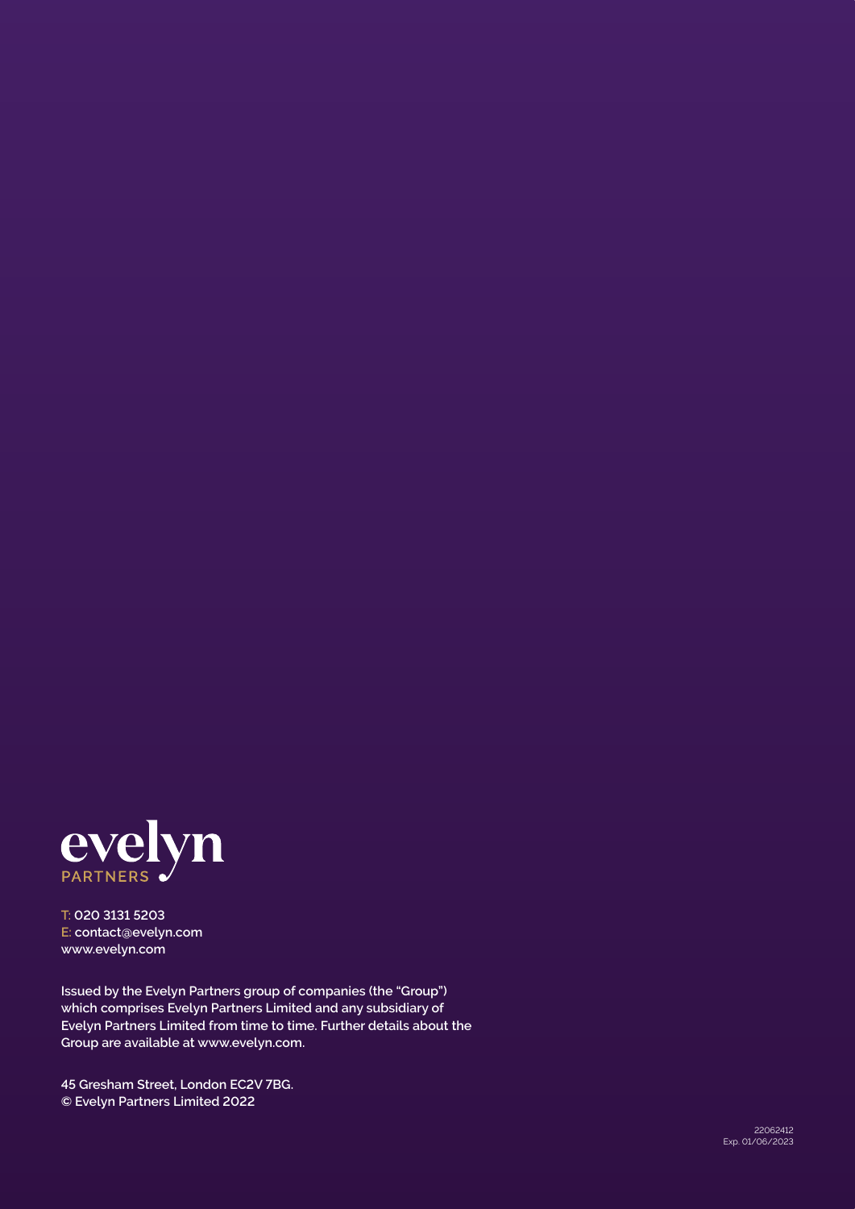evelyn
PARTNERS

T: 020 3131 5203
E: contact@evelyn.com
www.evelyn.com

Issued by the Evelyn Partners group of companies (the "Group") which comprises Evelyn Partners Limited and any subsidiary of Evelyn Partners Limited from time to time. Further details about the Group are available at www.evelyn.com.

45 Gresham Street, London EC2V 7BG.
© Evelyn Partners Limited 2022

22062412
Exp. 01/06/2023